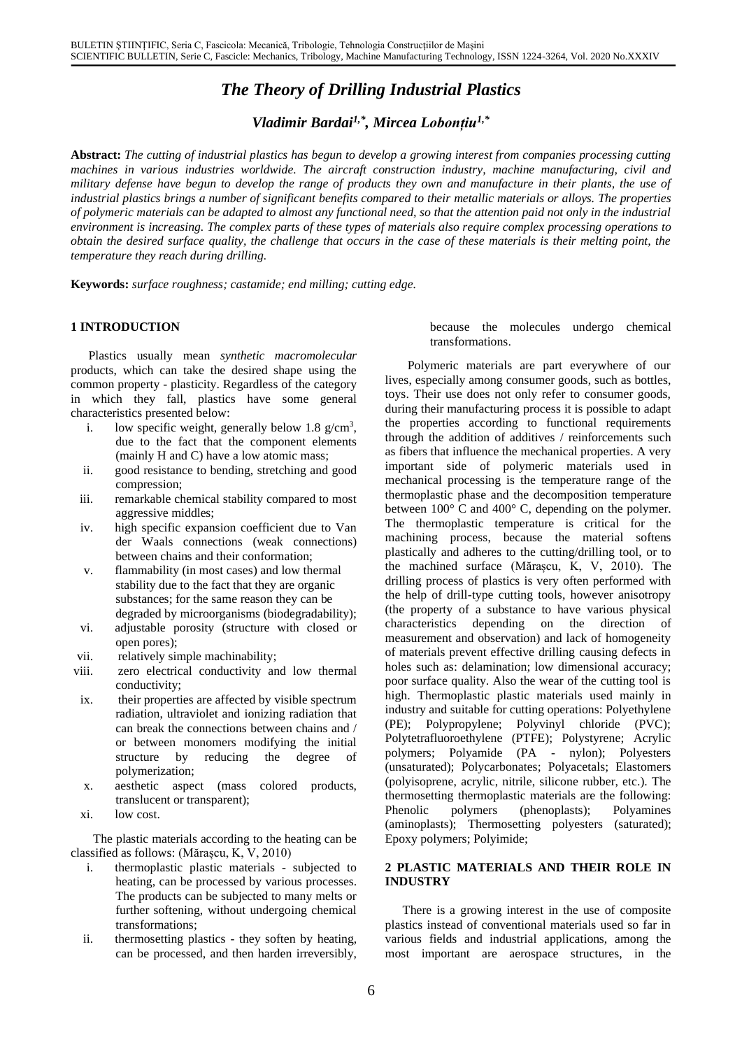# The Theory of Drilling Industrial Plastics

### Vladimir Bardai[1,*], Mircea Lobonțiu[1,*]

**Abstract:** *The cutting of industrial plastics has begun to develop a growing interest from companies processing cutting machines in various industries worldwide. The aircraft construction industry, machine manufacturing, civil and military defense have begun to develop the range of products they own and manufacture in their plants, the use of industrial plastics brings a number of significant benefits compared to their metallic materials or alloys. The properties of polymeric materials can be adapted to almost any functional need, so that the attention paid not only in the industrial environment is increasing. The complex parts of these types of materials also require complex processing operations to obtain the desired surface quality, the challenge that occurs in the case of these materials is their melting point, the temperature they reach during drilling.*

**Keywords:** *surface roughness; castamide; end milling; cutting edge.*

## 1 INTRODUCTION

Plastics usually mean *synthetic macromolecular* products, which can take the desired shape using the common property - plasticity. Regardless of the category in which they fall, plastics have some general characteristics presented below:

i. low specific weight, generally below 1.8 g/cm$^3$, due to the fact that the component elements (mainly H and C) have a low atomic mass;
ii. good resistance to bending, stretching and good compression;
iii. remarkable chemical stability compared to most aggressive middles;
iv. high specific expansion coefficient due to Van der Waals connections (weak connections) between chains and their conformation;
v. flammability (in most cases) and low thermal stability due to the fact that they are organic substances; for the same reason they can be degraded by microorganisms (biodegradability);
vi. adjustable porosity (structure with closed or open pores);
vii. relatively simple machinability;
viii. zero electrical conductivity and low thermal conductivity;
ix. their properties are affected by visible spectrum radiation, ultraviolet and ionizing radiation that can break the connections between chains and / or between monomers modifying the initial structure by reducing the degree of polymerization;
x. aesthetic aspect (mass colored products, translucent or transparent);
xi. low cost.

The plastic materials according to the heating can be classified as follows: (Mărașcu, K, V, 2010)

i. thermoplastic plastic materials - subjected to heating, can be processed by various processes. The products can be subjected to many melts or further softening, without undergoing chemical transformations;
ii. thermosetting plastics - they soften by heating, can be processed, and then harden irreversibly, because the molecules undergo chemical transformations.

Polymeric materials are part everywhere of our lives, especially among consumer goods, such as bottles, toys. Their use does not only refer to consumer goods, during their manufacturing process it is possible to adapt the properties according to functional requirements through the addition of additives / reinforcements such as fibers that influence the mechanical properties. A very important side of polymeric materials used in mechanical processing is the temperature range of the thermoplastic phase and the decomposition temperature between 100° C and 400° C, depending on the polymer. The thermoplastic temperature is critical for the machining process, because the material softens plastically and adheres to the cutting/drilling tool, or to the machined surface (Mărașcu, K, V, 2010). The drilling process of plastics is very often performed with the help of drill-type cutting tools, however anisotropy (the property of a substance to have various physical characteristics depending on the direction of measurement and observation) and lack of homogeneity of materials prevent effective drilling causing defects in holes such as: delamination; low dimensional accuracy; poor surface quality. Also the wear of the cutting tool is high. Thermoplastic plastic materials used mainly in industry and suitable for cutting operations: Polyethylene (PE); Polypropylene; Polyvinyl chloride (PVC); Polytetrafluoroethylene (PTFE); Polystyrene; Acrylic polymers; Polyamide (PA - nylon); Polyesters (unsaturated); Polycarbonates; Polyacetals; Elastomers (polyisoprene, acrylic, nitrile, silicone rubber, etc.). The thermosetting thermoplastic materials are the following: Phenolic polymers (phenoplasts); Polyamines (aminoplasts); Thermosetting polyesters (saturated); Epoxy polymers; Polyimide;

## 2 PLASTIC MATERIALS AND THEIR ROLE IN INDUSTRY

There is a growing interest in the use of composite plastics instead of conventional materials used so far in various fields and industrial applications, among the most important are aerospace structures, in the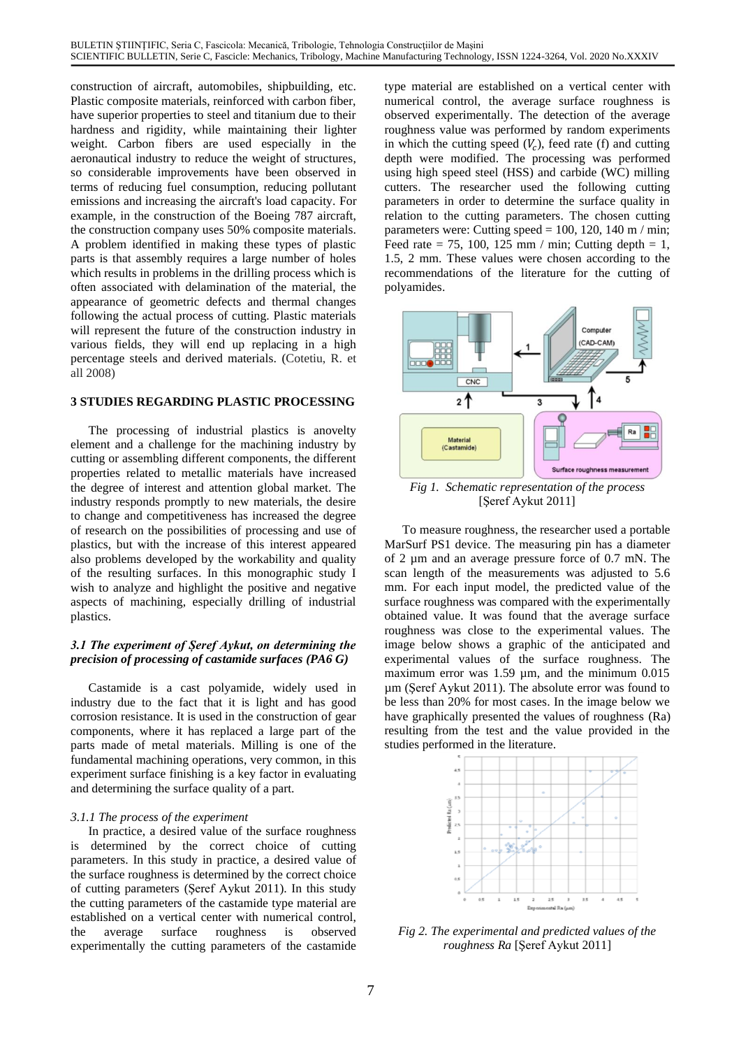construction of aircraft, automobiles, shipbuilding, etc. Plastic composite materials, reinforced with carbon fiber, have superior properties to steel and titanium due to their hardness and rigidity, while maintaining their lighter weight. Carbon fibers are used especially in the aeronautical industry to reduce the weight of structures, so considerable improvements have been observed in terms of reducing fuel consumption, reducing pollutant emissions and increasing the aircraft's load capacity. For example, in the construction of the Boeing 787 aircraft, the construction company uses 50% composite materials. A problem identified in making these types of plastic parts is that assembly requires a large number of holes which results in problems in the drilling process which is often associated with delamination of the material, the appearance of geometric defects and thermal changes following the actual process of cutting. Plastic materials will represent the future of the construction industry in various fields, they will end up replacing in a high percentage steels and derived materials. (Cotetiu, R. et all 2008)

## 3 STUDIES REGARDING PLASTIC PROCESSING

The processing of industrial plastics is anovelty element and a challenge for the machining industry by cutting or assembling different components, the different properties related to metallic materials have increased the degree of interest and attention global market. The industry responds promptly to new materials, the desire to change and competitiveness has increased the degree of research on the possibilities of processing and use of plastics, but with the increase of this interest appeared also problems developed by the workability and quality of the resulting surfaces. In this monographic study I wish to analyze and highlight the positive and negative aspects of machining, especially drilling of industrial plastics.

### *3.1 The experiment of Şeref Aykut, on determining the precision of processing of castamide surfaces (PA6 G)*

Castamide is a cast polyamide, widely used in industry due to the fact that it is light and has good corrosion resistance. It is used in the construction of gear components, where it has replaced a large part of the parts made of metal materials. Milling is one of the fundamental machining operations, very common, in this experiment surface finishing is a key factor in evaluating and determining the surface quality of a part.

#### *3.1.1 The process of the experiment*

In practice, a desired value of the surface roughness is determined by the correct choice of cutting parameters. In this study in practice, a desired value of the surface roughness is determined by the correct choice of cutting parameters (Şeref Aykut 2011). In this study the cutting parameters of the castamide type material are established on a vertical center with numerical control, the average surface roughness is observed experimentally the cutting parameters of the castamide type material are established on a vertical center with numerical control, the average surface roughness is observed experimentally. The detection of the average roughness value was performed by random experiments in which the cutting speed ($V_c$), feed rate (f) and cutting depth were modified. The processing was performed using high speed steel (HSS) and carbide (WC) milling cutters. The researcher used the following cutting parameters in order to determine the surface quality in relation to the cutting parameters. The chosen cutting parameters were: Cutting speed = 100, 120, 140 m / min; Feed rate = 75, 100, 125 mm / min; Cutting depth = 1, 1.5, 2 mm. These values were chosen according to the recommendations of the literature for the cutting of polyamides.

CNC
Computer (CAD-CAM)
1
2
3
4
5
Material (Castamide)
Ra
Surface roughness measurement

*Fig 1. Schematic representation of the process* [Şeref Aykut 2011]

To measure roughness, the researcher used a portable MarSurf PS1 device. The measuring pin has a diameter of 2 µm and an average pressure force of 0.7 mN. The scan length of the measurements was adjusted to 5.6 mm. For each input model, the predicted value of the surface roughness was compared with the experimentally obtained value. It was found that the average surface roughness was close to the experimental values. The image below shows a graphic of the anticipated and experimental values of the surface roughness. The maximum error was 1.59 µm, and the minimum 0.015 µm (Şeref Aykut 2011). The absolute error was found to be less than 20% for most cases. In the image below we have graphically presented the values of roughness (Ra) resulting from the test and the value provided in the studies performed in the literature.

Predicted Ra (µm)
Experimental Ra (µm)
0 0.5 1 1.5 2 2.5 3 3.5 4 4.5 5

*Fig 2. The experimental and predicted values of the roughness Ra* [Şeref Aykut 2011]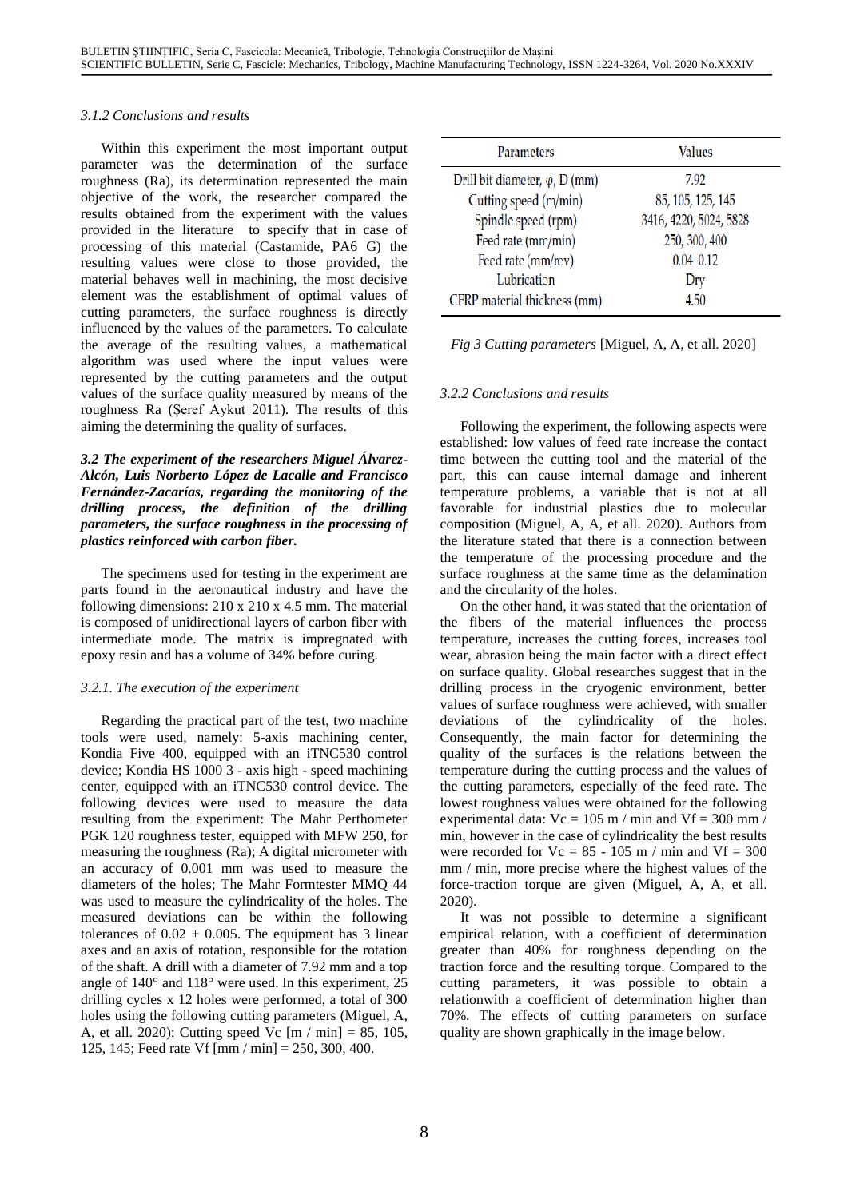### 3.1.2 Conclusions and results

Within this experiment the most important output parameter was the determination of the surface roughness (Ra), its determination represented the main objective of the work, the researcher compared the results obtained from the experiment with the values provided in the literature to specify that in case of processing of this material (Castamide, PA6 G) the resulting values were close to those provided, the material behaves well in machining, the most decisive element was the establishment of optimal values of cutting parameters, the surface roughness is directly influenced by the values of the parameters. To calculate the average of the resulting values, a mathematical algorithm was used where the input values were represented by the cutting parameters and the output values of the surface quality measured by means of the roughness Ra (Şeref Aykut 2011). The results of this aiming the determining the quality of surfaces.

### 3.2 The experiment of the researchers Miguel Álvarez-Alcón, Luis Norberto López de Lacalle and Francisco Fernández-Zacarías, regarding the monitoring of the drilling process, the definition of the drilling parameters, the surface roughness in the processing of plastics reinforced with carbon fiber.

The specimens used for testing in the experiment are parts found in the aeronautical industry and have the following dimensions: 210 x 210 x 4.5 mm. The material is composed of unidirectional layers of carbon fiber with intermediate mode. The matrix is impregnated with epoxy resin and has a volume of 34% before curing.

### 3.2.1. The execution of the experiment

Regarding the practical part of the test, two machine tools were used, namely: 5-axis machining center, Kondia Five 400, equipped with an iTNC530 control device; Kondia HS 1000 3 - axis high - speed machining center, equipped with an iTNC530 control device. The following devices were used to measure the data resulting from the experiment: The Mahr Perthometer PGK 120 roughness tester, equipped with MFW 250, for measuring the roughness (Ra); A digital micrometer with an accuracy of 0.001 mm was used to measure the diameters of the holes; The Mahr Formtester MMQ 44 was used to measure the cylindricality of the holes. The measured deviations can be within the following tolerances of 0.02 + 0.005. The equipment has 3 linear axes and an axis of rotation, responsible for the rotation of the shaft. A drill with a diameter of 7.92 mm and a top angle of 140° and 118° were used. In this experiment, 25 drilling cycles x 12 holes were performed, a total of 300 holes using the following cutting parameters (Miguel, A, A, et all. 2020): Cutting speed Vc [m / min] = 85, 105, 125, 145; Feed rate Vf [mm / min] = 250, 300, 400.

| Parameters | Values |
|---|---|
| Drill bit diameter, φ, D (mm) | 7.92 |
| Cutting speed (m/min) | 85, 105, 125, 145 |
| Spindle speed (rpm) | 3416, 4220, 5024, 5828 |
| Feed rate (mm/min) | 250, 300, 400 |
| Feed rate (mm/rev) | 0.04–0.12 |
| Lubrication | Dry |
| CFRP material thickness (mm) | 4.50 |

*Fig 3 Cutting parameters* [Miguel, A, A, et all. 2020]

### 3.2.2 Conclusions and results

Following the experiment, the following aspects were established: low values of feed rate increase the contact time between the cutting tool and the material of the part, this can cause internal damage and inherent temperature problems, a variable that is not at all favorable for industrial plastics due to molecular composition (Miguel, A, A, et all. 2020). Authors from the literature stated that there is a connection between the temperature of the processing procedure and the surface roughness at the same time as the delamination and the circularity of the holes.

On the other hand, it was stated that the orientation of the fibers of the material influences the process temperature, increases the cutting forces, increases tool wear, abrasion being the main factor with a direct effect on surface quality. Global researches suggest that in the drilling process in the cryogenic environment, better values of surface roughness were achieved, with smaller deviations of the cylindricality of the holes. Consequently, the main factor for determining the quality of the surfaces is the relations between the temperature during the cutting process and the values of the cutting parameters, especially of the feed rate. The lowest roughness values were obtained for the following experimental data: Vc = 105 m / min and Vf = 300 mm / min, however in the case of cylindricality the best results were recorded for Vc = 85 - 105 m / min and Vf = 300 mm / min, more precise where the highest values of the force-traction torque are given (Miguel, A, A, et all. 2020).

It was not possible to determine a significant empirical relation, with a coefficient of determination greater than 40% for roughness depending on the traction force and the resulting torque. Compared to the cutting parameters, it was possible to obtain a relationwith a coefficient of determination higher than 70%. The effects of cutting parameters on surface quality are shown graphically in the image below.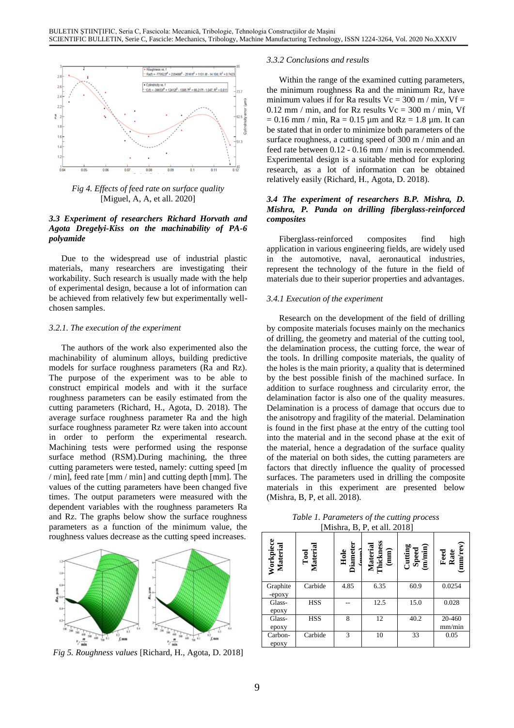Fig 4. *Effects of feed rate on surface quality* [Miguel, A, A, et all. 2020]

### *3.3 Experiment of researchers Richard Horvath and Agota Dregelyi-Kiss on the machinability of PA-6 polyamide*

Due to the widespread use of industrial plastic materials, many researchers are investigating their workability. Such research is usually made with the help of experimental design, because a lot of information can be achieved from relatively few but experimentally well-chosen samples.

*3.2.1. The execution of the experiment*

The authors of the work also experimented also the machinability of aluminum alloys, building predictive models for surface roughness parameters (Ra and Rz). The purpose of the experiment was to be able to construct empirical models and with it the surface roughness parameters can be easily estimated from the cutting parameters (Richard, H., Agota, D. 2018). The average surface roughness parameter Ra and the high surface roughness parameter Rz were taken into account in order to perform the experimental research. Machining tests were performed using the response surface method (RSM).During machining, the three cutting parameters were tested, namely: cutting speed [m / min], feed rate [mm / min] and cutting depth [mm]. The values of the cutting parameters have been changed five times. The output parameters were measured with the dependent variables with the roughness parameters Ra and Rz. The graphs below show the surface roughness parameters as a function of the minimum value, the roughness values decrease as the cutting speed increases.

*Fig 5. Roughness values* [Richard, H., Agota, D. 2018]

*3.3.2 Conclusions and results*

Within the range of the examined cutting parameters, the minimum roughness Ra and the minimum Rz, have minimum values if for Ra results Vc = 300 m / min, Vf = 0.12 mm / min, and for Rz results Vc = 300 m / min, Vf = 0.16 mm / min, Ra = 0.15 µm and Rz = 1.8 µm. It can be stated that in order to minimize both parameters of the surface roughness, a cutting speed of 300 m / min and an feed rate between 0.12 - 0.16 mm / min is recommended. Experimental design is a suitable method for exploring research, as a lot of information can be obtained relatively easily (Richard, H., Agota, D. 2018).

### *3.4 The experiment of researchers B.P. Mishra, D. Mishra, P. Panda on drilling fiberglass-reinforced composites*

Fiberglass-reinforced composites find high application in various engineering fields, are widely used in the automotive, naval, aeronautical industries, represent the technology of the future in the field of materials due to their superior properties and advantages.

*3.4.1 Execution of the experiment*

Research on the development of the field of drilling by composite materials focuses mainly on the mechanics of drilling, the geometry and material of the cutting tool, the delamination process, the cutting force, the wear of the tools. In drilling composite materials, the quality of the holes is the main priority, a quality that is determined by the best possible finish of the machined surface. In addition to surface roughness and circularity error, the delamination factor is also one of the quality measures. Delamination is a process of damage that occurs due to the anisotropy and fragility of the material. Delamination is found in the first phase at the entry of the cutting tool into the material and in the second phase at the exit of the material, hence a degradation of the surface quality of the material on both sides, the cutting parameters are factors that directly influence the quality of processed surfaces. The parameters used in drilling the composite materials in this experiment are presented below (Mishra, B, P, et all. 2018).

*Table 1. Parameters of the cutting process* [Mishra, B, P, et all. 2018]

| Workpiece Material | Tool Material | Hole Diameter (mm) | Material Thickness (mm) | Cutting Speed (m/min) | Feed Rate (mm/rev) |
|---|---|---|---|---|---|
| Graphite -epoxy | Carbide | 4.85 | 6.35 | 60.9 | 0.0254 |
| Glass-epoxy | HSS | -- | 12.5 | 15.0 | 0.028 |
| Glass-epoxy | HSS | 8 | 12 | 40.2 | 20-460 mm/min |
| Carbon-epoxy | Carbide | 3 | 10 | 33 | 0.05 |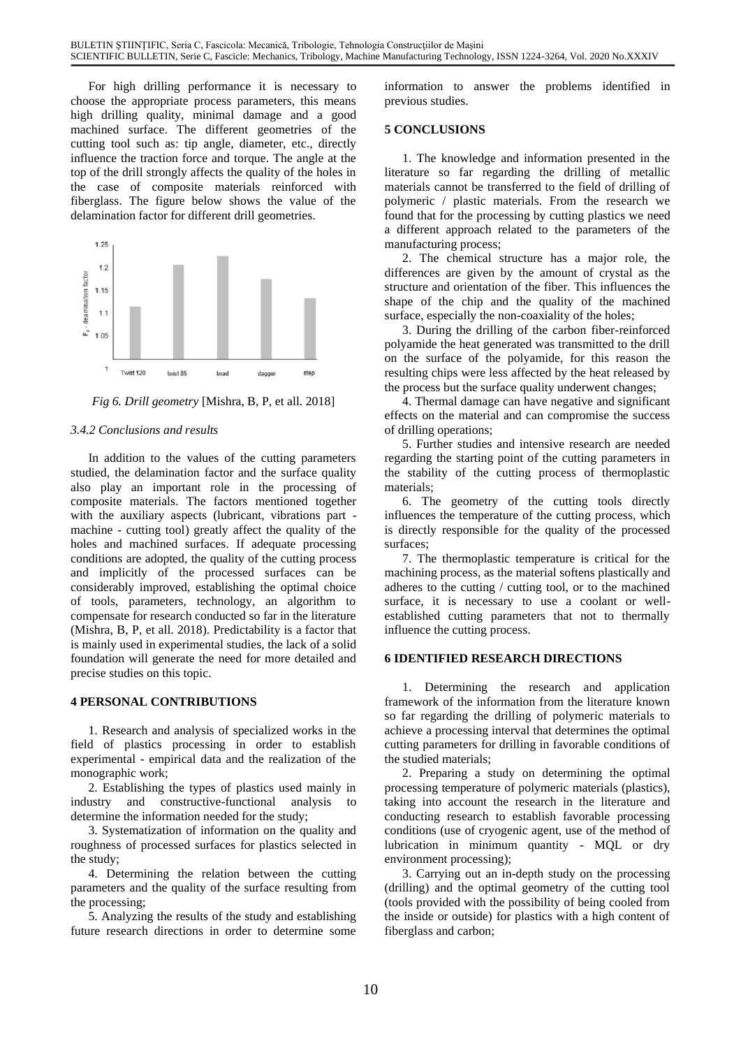For high drilling performance it is necessary to choose the appropriate process parameters, this means high drilling quality, minimal damage and a good machined surface. The different geometries of the cutting tool such as: tip angle, diameter, etc., directly influence the traction force and torque. The angle at the top of the drill strongly affects the quality of the holes in the case of composite materials reinforced with fiberglass. The figure below shows the value of the delamination factor for different drill geometries.

1.25
1.2
1.15
1.1
1.05
1
$F_d$ - deamination factor
Twist 120
twist 85
brad
dagger
step

*Fig 6. Drill geometry* [Mishra, B, P, et all. 2018]

### *3.4.2 Conclusions and results*

In addition to the values of the cutting parameters studied, the delamination factor and the surface quality also play an important role in the processing of composite materials. The factors mentioned together with the auxiliary aspects (lubricant, vibrations part - machine - cutting tool) greatly affect the quality of the holes and machined surfaces. If adequate processing conditions are adopted, the quality of the cutting process and implicitly of the processed surfaces can be considerably improved, establishing the optimal choice of tools, parameters, technology, an algorithm to compensate for research conducted so far in the literature (Mishra, B, P, et all. 2018). Predictability is a factor that is mainly used in experimental studies, the lack of a solid foundation will generate the need for more detailed and precise studies on this topic.

## 4 PERSONAL CONTRIBUTIONS

1. Research and analysis of specialized works in the field of plastics processing in order to establish experimental - empirical data and the realization of the monographic work;

2. Establishing the types of plastics used mainly in industry and constructive-functional analysis to determine the information needed for the study;

3. Systematization of information on the quality and roughness of processed surfaces for plastics selected in the study;

4. Determining the relation between the cutting parameters and the quality of the surface resulting from the processing;

5. Analyzing the results of the study and establishing future research directions in order to determine some information to answer the problems identified in previous studies.

## 5 CONCLUSIONS

1. The knowledge and information presented in the literature so far regarding the drilling of metallic materials cannot be transferred to the field of drilling of polymeric / plastic materials. From the research we found that for the processing by cutting plastics we need a different approach related to the parameters of the manufacturing process;

2. The chemical structure has a major role, the differences are given by the amount of crystal as the structure and orientation of the fiber. This influences the shape of the chip and the quality of the machined surface, especially the non-coaxiality of the holes;

3. During the drilling of the carbon fiber-reinforced polyamide the heat generated was transmitted to the drill on the surface of the polyamide, for this reason the resulting chips were less affected by the heat released by the process but the surface quality underwent changes;

4. Thermal damage can have negative and significant effects on the material and can compromise the success of drilling operations;

5. Further studies and intensive research are needed regarding the starting point of the cutting parameters in the stability of the cutting process of thermoplastic materials;

6. The geometry of the cutting tools directly influences the temperature of the cutting process, which is directly responsible for the quality of the processed surfaces;

7. The thermoplastic temperature is critical for the machining process, as the material softens plastically and adheres to the cutting / cutting tool, or to the machined surface, it is necessary to use a coolant or well-established cutting parameters that not to thermally influence the cutting process.

## 6 IDENTIFIED RESEARCH DIRECTIONS

1. Determining the research and application framework of the information from the literature known so far regarding the drilling of polymeric materials to achieve a processing interval that determines the optimal cutting parameters for drilling in favorable conditions of the studied materials;

2. Preparing a study on determining the optimal processing temperature of polymeric materials (plastics), taking into account the research in the literature and conducting research to establish favorable processing conditions (use of cryogenic agent, use of the method of lubrication in minimum quantity - MQL or dry environment processing);

3. Carrying out an in-depth study on the processing (drilling) and the optimal geometry of the cutting tool (tools provided with the possibility of being cooled from the inside or outside) for plastics with a high content of fiberglass and carbon;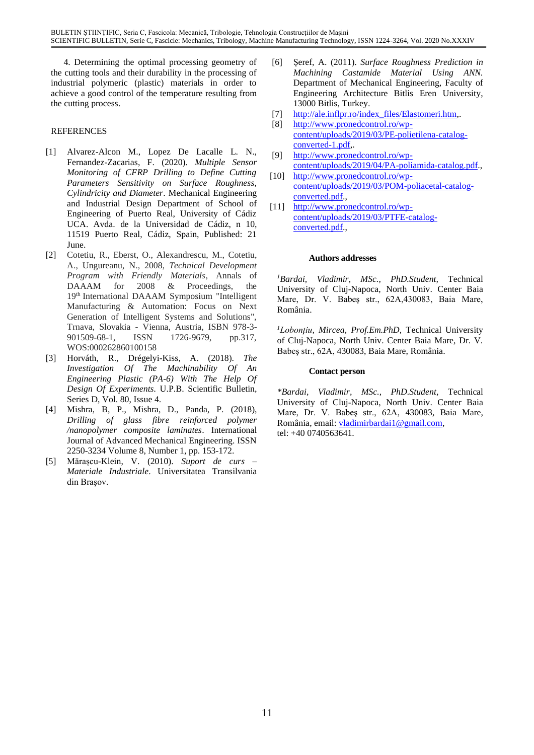4. Determining the optimal processing geometry of the cutting tools and their durability in the processing of industrial polymeric (plastic) materials in order to achieve a good control of the temperature resulting from the cutting process.

## REFERENCES

[1] Alvarez-Alcon M., Lopez De Lacalle L. N., Fernandez-Zacarias, F. (2020). *Multiple Sensor Monitoring of CFRP Drilling to Define Cutting Parameters Sensitivity on Surface Roughness, Cylindricity and Diameter*. Mechanical Engineering and Industrial Design Department of School of Engineering of Puerto Real, University of Cádiz UCA. Avda. de la Universidad de Cádiz, n 10, 11519 Puerto Real, Cádiz, Spain, Published: 21 June.

[2] Cotetiu, R., Eberst, O., Alexandrescu, M., Cotetiu, A., Ungureanu, N., 2008, *Technical Development Program with Friendly Materials*, Annals of DAAAM for 2008 & Proceedings, the 19th International DAAAM Symposium "Intelligent Manufacturing & Automation: Focus on Next Generation of Intelligent Systems and Solutions", Trnava, Slovakia - Vienna, Austria, ISBN 978-3-901509-68-1, ISSN 1726-9679, pp.317, WOS:000262860100158

[3] Horváth, R., Drégelyi-Kiss, A. (2018). *The Investigation Of The Machinability Of An Engineering Plastic (PA-6) With The Help Of Design Of Experiments.* U.P.B. Scientific Bulletin, Series D, Vol. 80, Issue 4.

[4] Mishra, B, P., Mishra, D., Panda, P. (2018), *Drilling of glass fibre reinforced polymer /nanopolymer composite laminates*. International Journal of Advanced Mechanical Engineering. ISSN 2250-3234 Volume 8, Number 1, pp. 153-172.

[5] Mărașcu-Klein, V. (2010). *Suport de curs – Materiale Industriale*. Universitatea Transilvania din Brașov.

[6] Şeref, A. (2011). *Surface Roughness Prediction in Machining Castamide Material Using ANN.* Department of Mechanical Engineering, Faculty of Engineering Architecture Bitlis Eren University, 13000 Bitlis, Turkey.

[7] http://ale.inflpr.ro/index_files/Elastomeri.htm,.

[8] http://www.pronedcontrol.ro/wp-content/uploads/2019/03/PE-polietilena-catalog-converted-1.pdf,.

[9] http://www.pronedcontrol.ro/wp-content/uploads/2019/04/PA-poliamida-catalog.pdf.,

[10] http://www.pronedcontrol.ro/wp-content/uploads/2019/03/POM-poliacetal-catalog-converted.pdf.,

[11] http://www.pronedcontrol.ro/wp-content/uploads/2019/03/PTFE-catalog-converted.pdf.,

### Authors addresses

[1]*Bardai, Vladimir, MSc., PhD.Student*, Technical University of Cluj-Napoca, North Univ. Center Baia Mare, Dr. V. Babeş str., 62A,430083, Baia Mare, România.

[1]*Lobonțiu, Mircea, Prof.Em.PhD*, Technical University of Cluj-Napoca, North Univ. Center Baia Mare, Dr. V. Babeş str., 62A, 430083, Baia Mare, România.

### Contact person

*Bardai, Vladimir, MSc., PhD.Student*, Technical University of Cluj-Napoca, North Univ. Center Baia Mare, Dr. V. Babeş str., 62A, 430083, Baia Mare, România, email: vladimirbardai1@gmail.com,
tel: +40 0740563641.